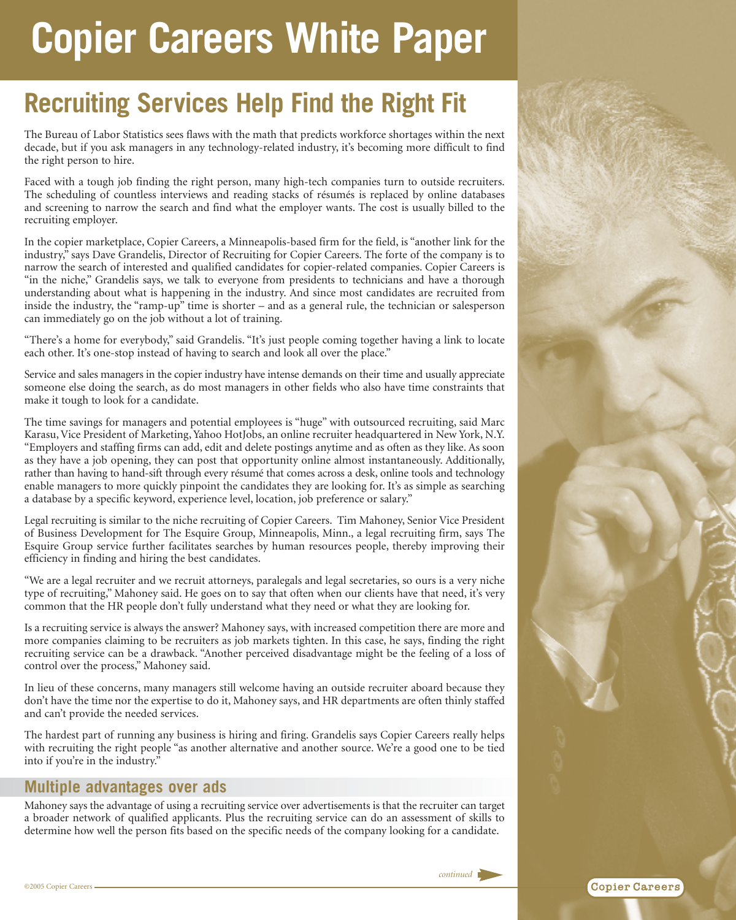# Copier Careers White Paper

## Recruiting Services Help Find the Right Fit

The Bureau of Labor Statistics sees flaws with the math that predicts workforce shortages within the next decade, but if you ask managers in any technology-related industry, it's becoming more difficult to find the right person to hire.

Faced with a tough job finding the right person, many high-tech companies turn to outside recruiters. The scheduling of countless interviews and reading stacks of résumés is replaced by online databases and screening to narrow the search and find what the employer wants. The cost is usually billed to the recruiting employer.

In the copier marketplace, Copier Careers, a Minneapolis-based firm for the field, is "another link for the industry," says Dave Grandelis, Director of Recruiting for Copier Careers. The forte of the company is to narrow the search of interested and qualified candidates for copier-related companies. Copier Careers is "in the niche," Grandelis says, we talk to everyone from presidents to technicians and have a thorough understanding about what is happening in the industry. And since most candidates are recruited from inside the industry, the "ramp-up" time is shorter – and as a general rule, the technician or salesperson can immediately go on the job without a lot of training.

"There's a home for everybody," said Grandelis. "It's just people coming together having a link to locate each other. It's one-stop instead of having to search and look all over the place."

Service and sales managers in the copier industry have intense demands on their time and usually appreciate someone else doing the search, as do most managers in other fields who also have time constraints that make it tough to look for a candidate.

The time savings for managers and potential employees is "huge" with outsourced recruiting, said Marc Karasu, Vice President of Marketing, Yahoo HotJobs, an online recruiter headquartered in New York, N.Y. "Employers and staffing firms can add, edit and delete postings anytime and as often as they like. As soon as they have a job opening, they can post that opportunity online almost instantaneously. Additionally, rather than having to hand-sift through every résumé that comes across a desk, online tools and technology enable managers to more quickly pinpoint the candidates they are looking for. It's as simple as searching a database by a specific keyword, experience level, location, job preference or salary."

Legal recruiting is similar to the niche recruiting of Copier Careers. Tim Mahoney, Senior Vice President of Business Development for The Esquire Group, Minneapolis, Minn., a legal recruiting firm, says The Esquire Group service further facilitates searches by human resources people, thereby improving their efficiency in finding and hiring the best candidates.

"We are a legal recruiter and we recruit attorneys, paralegals and legal secretaries, so ours is a very niche type of recruiting," Mahoney said. He goes on to say that often when our clients have that need, it's very common that the HR people don't fully understand what they need or what they are looking for.

Is a recruiting service is always the answer? Mahoney says, with increased competition there are more and more companies claiming to be recruiters as job markets tighten. In this case, he says, finding the right recruiting service can be a drawback. "Another perceived disadvantage might be the feeling of a loss of control over the process," Mahoney said.

In lieu of these concerns, many managers still welcome having an outside recruiter aboard because they don't have the time nor the expertise to do it, Mahoney says, and HR departments are often thinly staffed and can't provide the needed services.

The hardest part of running any business is hiring and firing. Grandelis says Copier Careers really helps with recruiting the right people "as another alternative and another source. We're a good one to be tied into if you're in the industry."

### Multiple advantages over ads

Mahoney says the advantage of using a recruiting service over advertisements is that the recruiter can target a broader network of qualified applicants. Plus the recruiting service can do an assessment of skills to determine how well the person fits based on the specific needs of the company looking for a candidate.

*continued*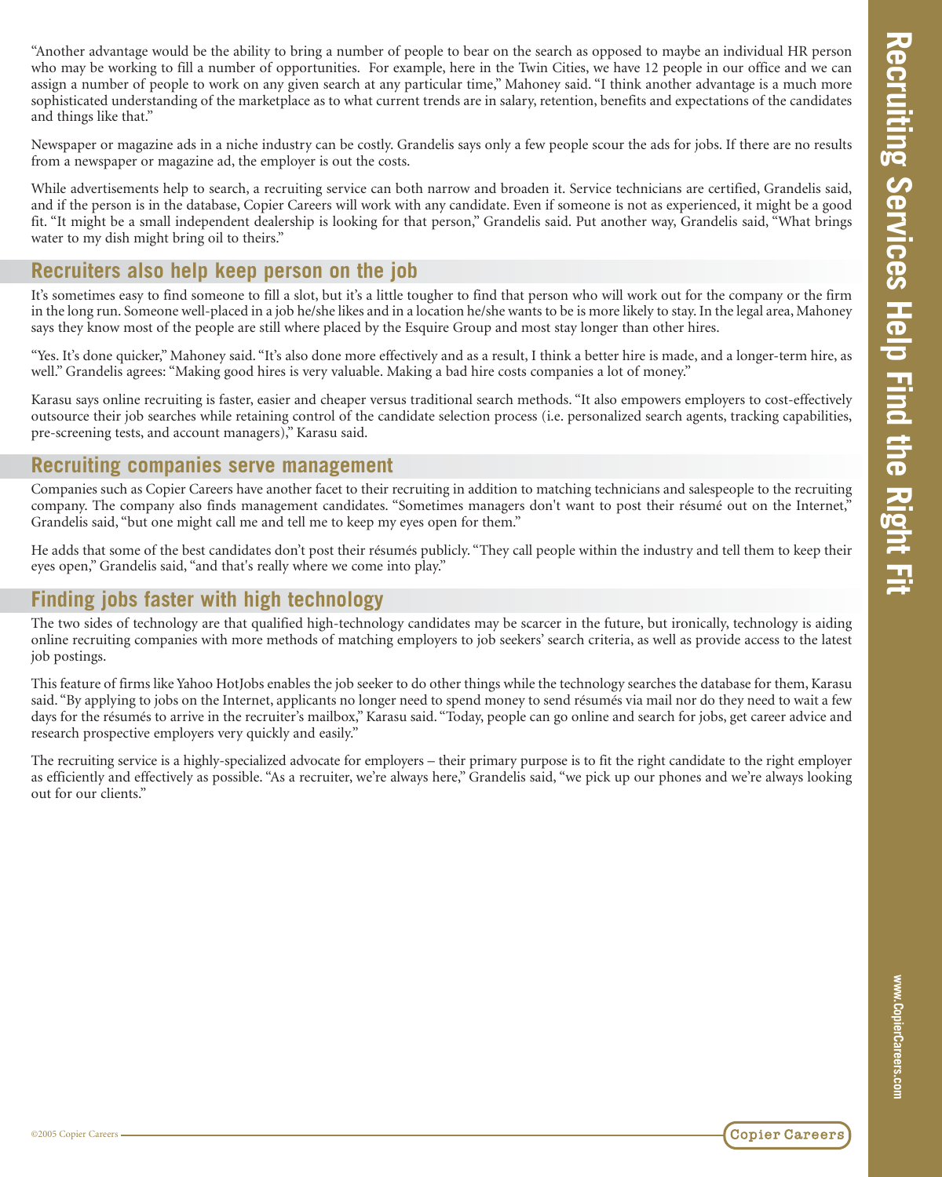"Another advantage would be the ability to bring a number of people to bear on the search as opposed to maybe an individual HR person who may be working to fill a number of opportunities. For example, here in the Twin Cities, we have 12 people in our office and we can assign a number of people to work on any given search at any particular time," Mahoney said. "I think another advantage is a much more sophisticated understanding of the marketplace as to what current trends are in salary, retention, benefits and expectations of the candidates and things like that."

Newspaper or magazine ads in a niche industry can be costly. Grandelis says only a few people scour the ads for jobs. If there are no results from a newspaper or magazine ad, the employer is out the costs.

While advertisements help to search, a recruiting service can both narrow and broaden it. Service technicians are certified, Grandelis said, and if the person is in the database, Copier Careers will work with any candidate. Even if someone is not as experienced, it might be a good fit. "It might be a small independent dealership is looking for that person," Grandelis said. Put another way, Grandelis said, "What brings water to my dish might bring oil to theirs."

## Recruiters also help keep person on the job

It's sometimes easy to find someone to fill a slot, but it's a little tougher to find that person who will work out for the company or the firm in the long run. Someone well-placed in a job he/she likes and in a location he/she wants to be is more likely to stay. In the legal area, Mahoney says they know most of the people are still where placed by the Esquire Group and most stay longer than other hires.

"Yes. It's done quicker," Mahoney said. "It's also done more effectively and as a result, I think a better hire is made, and a longer-term hire, as well." Grandelis agrees: "Making good hires is very valuable. Making a bad hire costs companies a lot of money."

Karasu says online recruiting is faster, easier and cheaper versus traditional search methods. "It also empowers employers to cost-effectively outsource their job searches while retaining control of the candidate selection process (i.e. personalized search agents, tracking capabilities, pre-screening tests, and account managers)," Karasu said.

## Recruiting companies serve management

Companies such as Copier Careers have another facet to their recruiting in addition to matching technicians and salespeople to the recruiting company. The company also finds management candidates. "Sometimes managers don't want to post their résumé out on the Internet," Grandelis said, "but one might call me and tell me to keep my eyes open for them."

He adds that some of the best candidates don't post their résumés publicly. "They call people within the industry and tell them to keep their eyes open," Grandelis said, "and that's really where we come into play."

## Finding jobs faster with high technology

The two sides of technology are that qualified high-technology candidates may be scarcer in the future, but ironically, technology is aiding online recruiting companies with more methods of matching employers to job seekers' search criteria, as well as provide access to the latest job postings.

This feature of firms like Yahoo HotJobs enables the job seeker to do other things while the technology searches the database for them, Karasu said. "By applying to jobs on the Internet, applicants no longer need to spend money to send résumés via mail nor do they need to wait a few days for the résumés to arrive in the recruiter's mailbox," Karasu said. "Today, people can go online and search for jobs, get career advice and research prospective employers very quickly and easily."

The recruiting service is a highly-specialized advocate for employers – their primary purpose is to fit the right candidate to the right employer as efficiently and effectively as possible. "As a recruiter, we're always here," Grandelis said, "we pick up our phones and we're always looking out for our clients."